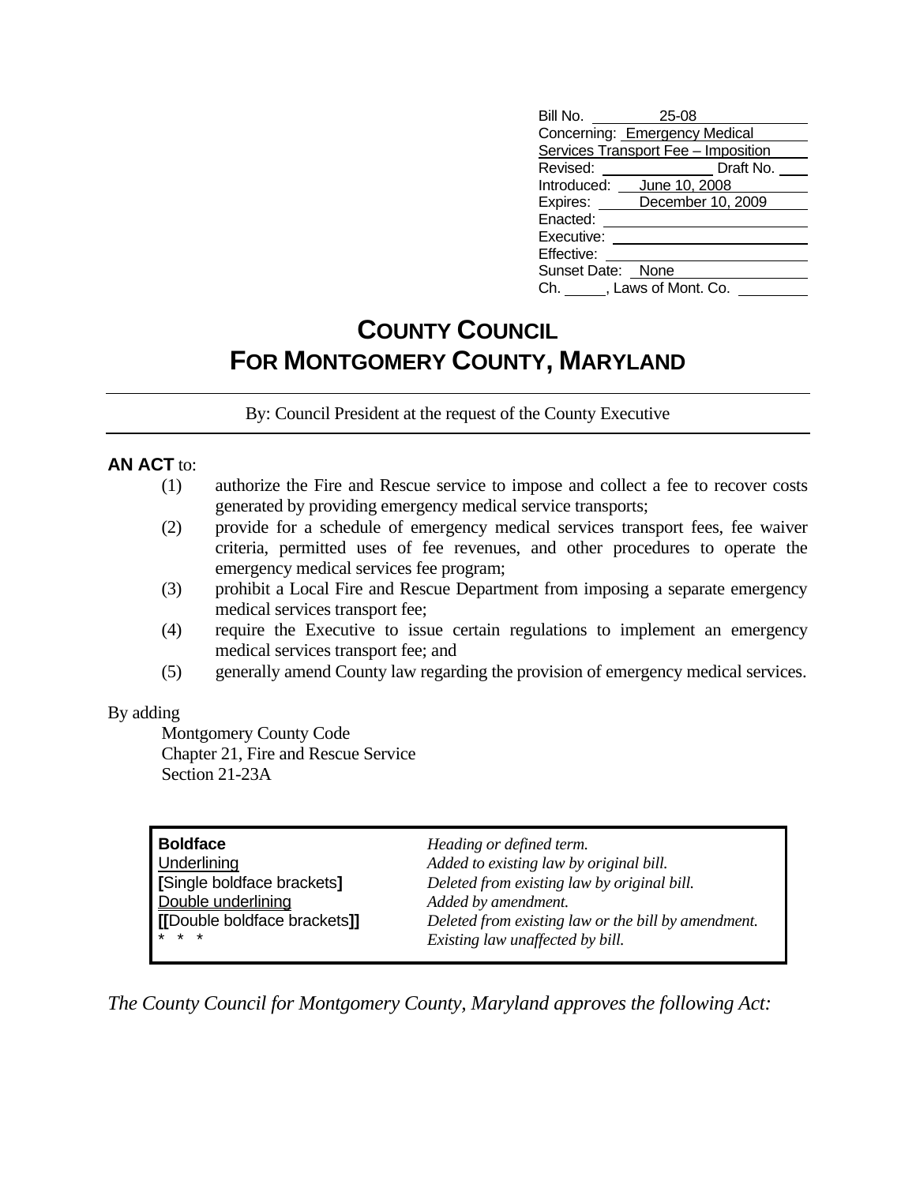| | |
|---|---|
| Bill No. | 25-08 |
| Concerning: | Emergency Medical Services Transport Fee – Imposition |
| Revised: | Draft No. |
| Introduced: | June 10, 2008 |
| Expires: | December 10, 2009 |
| Enacted: | |
| Executive: | |
| Effective: | |
| Sunset Date: | None |
| Ch. ____, Laws of Mont. Co. | |

# COUNTY COUNCIL FOR MONTGOMERY COUNTY, MARYLAND

By: Council President at the request of the County Executive

**AN ACT** to:

(1) authorize the Fire and Rescue service to impose and collect a fee to recover costs generated by providing emergency medical service transports;

(2) provide for a schedule of emergency medical services transport fees, fee waiver criteria, permitted uses of fee revenues, and other procedures to operate the emergency medical services fee program;

(3) prohibit a Local Fire and Rescue Department from imposing a separate emergency medical services transport fee;

(4) require the Executive to issue certain regulations to implement an emergency medical services transport fee; and

(5) generally amend County law regarding the provision of emergency medical services.

By adding

Montgomery County Code
Chapter 21, Fire and Rescue Service
Section 21-23A

| | |
|---|---|
| **Boldface** | *Heading or defined term.* |
| Underlining | *Added to existing law by original bill.* |
| **[**Single boldface brackets**]** | *Deleted from existing law by original bill.* |
| Double underlining | *Added by amendment.* |
| **[[**Double boldface brackets**]]** | *Deleted from existing law or the bill by amendment.* |
| * * * | *Existing law unaffected by bill.* |

*The County Council for Montgomery County, Maryland approves the following Act:*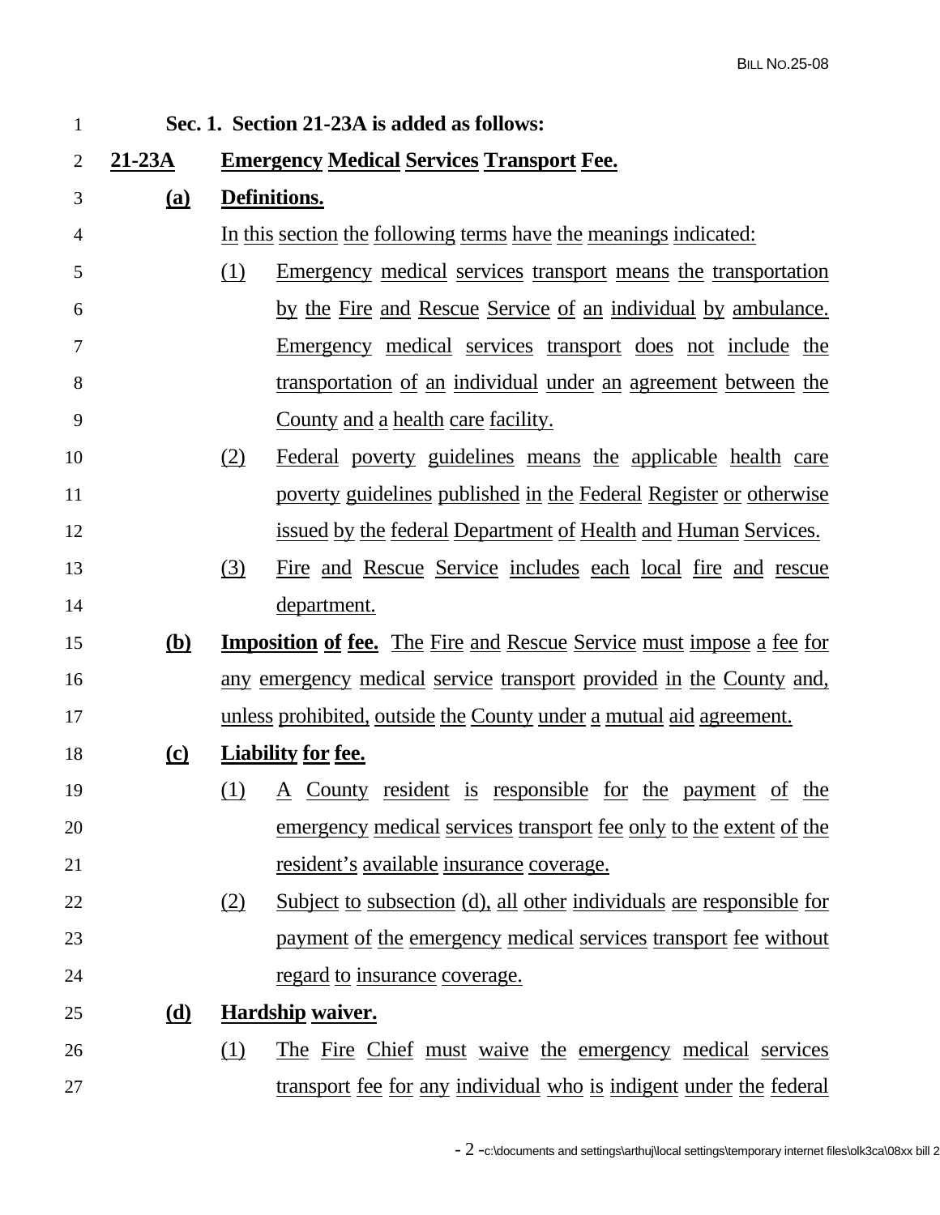**Sec. 1. Section 21-23A is added as follows:**

**21-23A Emergency Medical Services Transport Fee.**

**(a) Definitions.**

In this section the following terms have the meanings indicated:

(1) Emergency medical services transport means the transportation by the Fire and Rescue Service of an individual by ambulance. Emergency medical services transport does not include the transportation of an individual under an agreement between the County and a health care facility.

(2) Federal poverty guidelines means the applicable health care poverty guidelines published in the Federal Register or otherwise issued by the federal Department of Health and Human Services.

(3) Fire and Rescue Service includes each local fire and rescue department.

**(b) Imposition of fee.** The Fire and Rescue Service must impose a fee for any emergency medical service transport provided in the County and, unless prohibited, outside the County under a mutual aid agreement.

**(c) Liability for fee.**

(1) A County resident is responsible for the payment of the emergency medical services transport fee only to the extent of the resident's available insurance coverage.

(2) Subject to subsection (d), all other individuals are responsible for payment of the emergency medical services transport fee without regard to insurance coverage.

**(d) Hardship waiver.**

(1) The Fire Chief must waive the emergency medical services transport fee for any individual who is indigent under the federal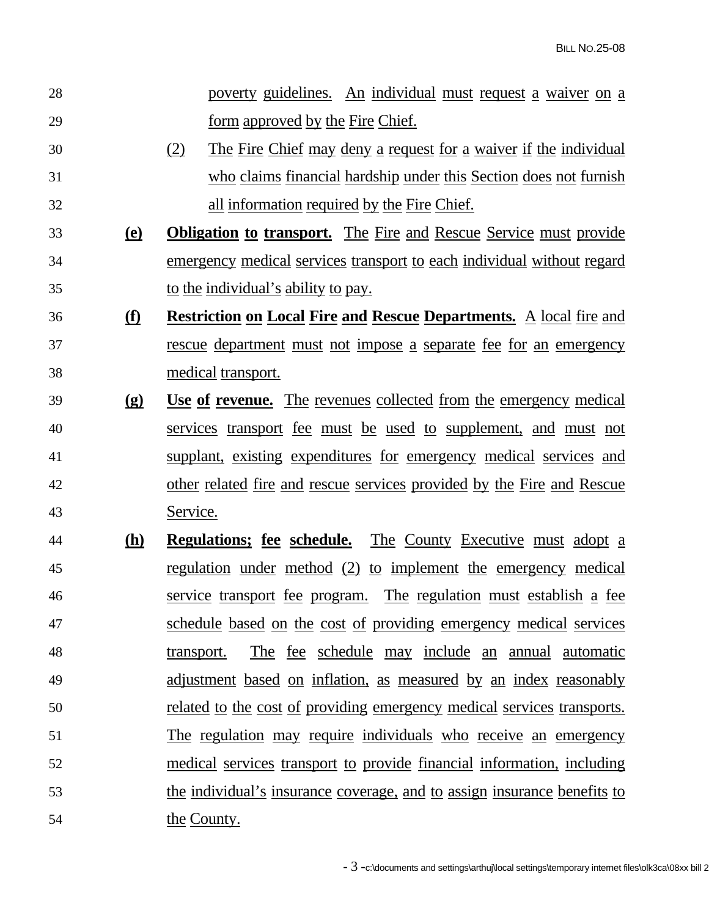poverty guidelines. An individual must request a waiver on a form approved by the Fire Chief.

(2) The Fire Chief may deny a request for a waiver if the individual who claims financial hardship under this Section does not furnish all information required by the Fire Chief.

**(e)** **Obligation to transport.** The Fire and Rescue Service must provide emergency medical services transport to each individual without regard to the individual's ability to pay.

**(f)** **Restriction on Local Fire and Rescue Departments.** A local fire and rescue department must not impose a separate fee for an emergency medical transport.

**(g)** **Use of revenue.** The revenues collected from the emergency medical services transport fee must be used to supplement, and must not supplant, existing expenditures for emergency medical services and other related fire and rescue services provided by the Fire and Rescue Service.

**(h)** **Regulations; fee schedule.** The County Executive must adopt a regulation under method (2) to implement the emergency medical service transport fee program. The regulation must establish a fee schedule based on the cost of providing emergency medical services transport. The fee schedule may include an annual automatic adjustment based on inflation, as measured by an index reasonably related to the cost of providing emergency medical services transports. The regulation may require individuals who receive an emergency medical services transport to provide financial information, including the individual's insurance coverage, and to assign insurance benefits to the County.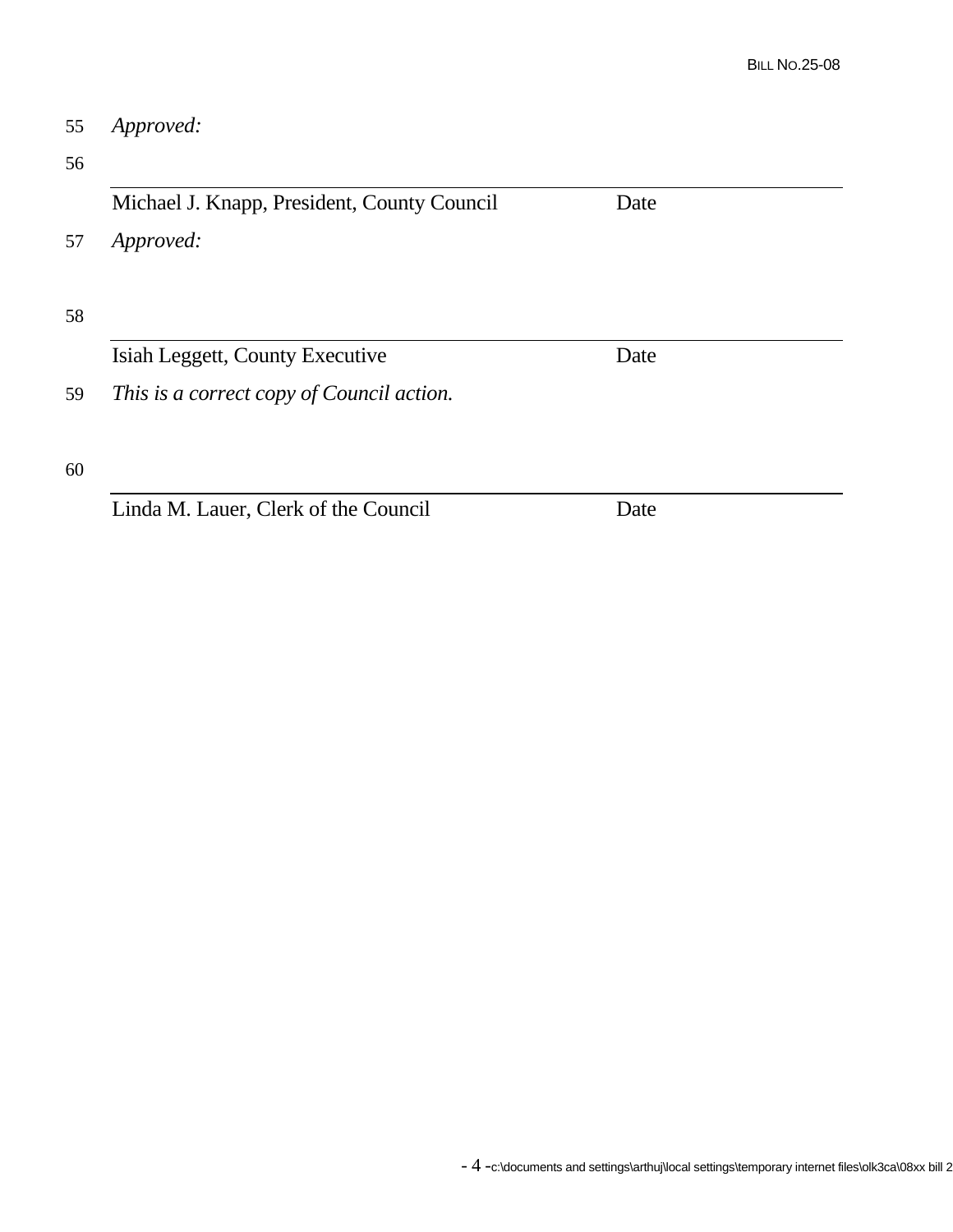55 *Approved:*

56

Michael J. Knapp, President, County Council Date

57 *Approved:*

58

Isiah Leggett, County Executive Date

59 *This is a correct copy of Council action.*

60

Linda M. Lauer, Clerk of the Council Date